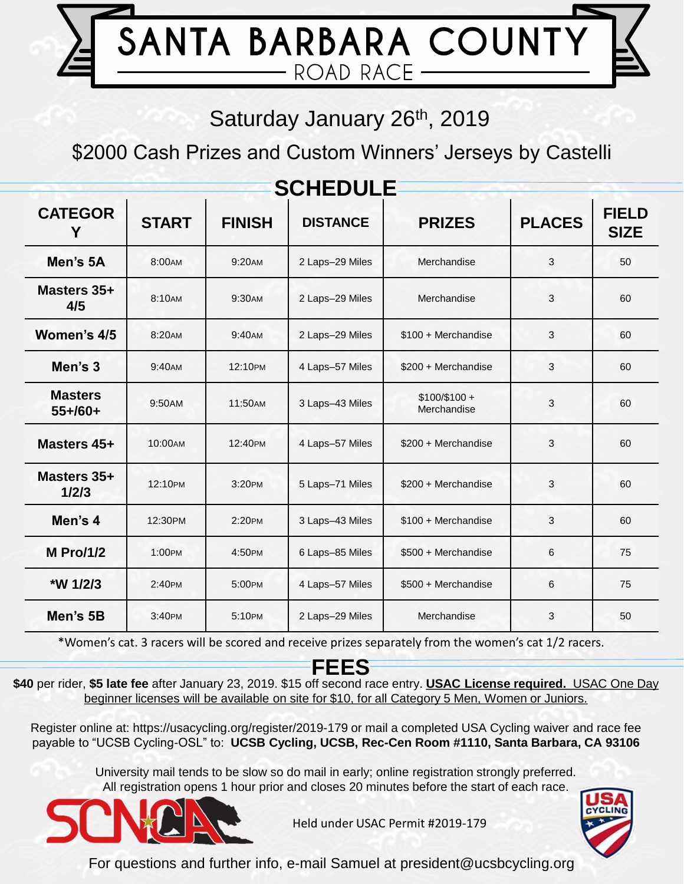# SANTA BARBARA COUNTY

## ROAD RACE

Saturday January 26th, 2019

$2000 Cash Prizes and Custom Winners' Jerseys by Castelli

## SCHEDULE

| CATEGORY | START | FINISH | DISTANCE | PRIZES | PLACES | FIELD SIZE |
|---|---|---|---|---|---|---|
| **Men's 5A** | 8:00AM | 9:20AM | 2 Laps–29 Miles | Merchandise | 3 | 50 |
| **Masters 35+ 4/5** | 8:10AM | 9:30AM | 2 Laps–29 Miles | Merchandise | 3 | 60 |
| **Women's 4/5** | 8:20AM | 9:40AM | 2 Laps–29 Miles | $100 + Merchandise | 3 | 60 |
| **Men's 3** | 9:40AM | 12:10PM | 4 Laps–57 Miles | $200 + Merchandise | 3 | 60 |
| **Masters 55+/60+** | 9:50AM | 11:50AM | 3 Laps–43 Miles | $100/$100 + Merchandise | 3 | 60 |
| **Masters 45+** | 10:00AM | 12:40PM | 4 Laps–57 Miles | $200 + Merchandise | 3 | 60 |
| **Masters 35+ 1/2/3** | 12:10PM | 3:20PM | 5 Laps–71 Miles | $200 + Merchandise | 3 | 60 |
| **Men's 4** | 12:30PM | 2:20PM | 3 Laps–43 Miles | $100 + Merchandise | 3 | 60 |
| **M Pro/1/2** | 1:00PM | 4:50PM | 6 Laps–85 Miles | $500 + Merchandise | 6 | 75 |
| ***W 1/2/3** | 2:40PM | 5:00PM | 4 Laps–57 Miles | $500 + Merchandise | 6 | 75 |
| **Men's 5B** | 3:40PM | 5:10PM | 2 Laps–29 Miles | Merchandise | 3 | 50 |

*Women's cat. 3 racers will be scored and receive prizes separately from the women's cat 1/2 racers.

## FEES

**$40** per rider, **$5 late fee** after January 23, 2019. $15 off second race entry. **USAC License required.** USAC One Day beginner licenses will be available on site for $10, for all Category 5 Men, Women or Juniors.

Register online at: https://usacycling.org/register/2019-179 or mail a completed USA Cycling waiver and race fee payable to "UCSB Cycling-OSL" to: **UCSB Cycling, UCSB, Rec-Cen Room #1110, Santa Barbara, CA 93106**

University mail tends to be slow so do mail in early; online registration strongly preferred. All registration opens 1 hour prior and closes 20 minutes before the start of each race.

Held under USAC Permit #2019-179

For questions and further info, e-mail Samuel at president@ucsbcycling.org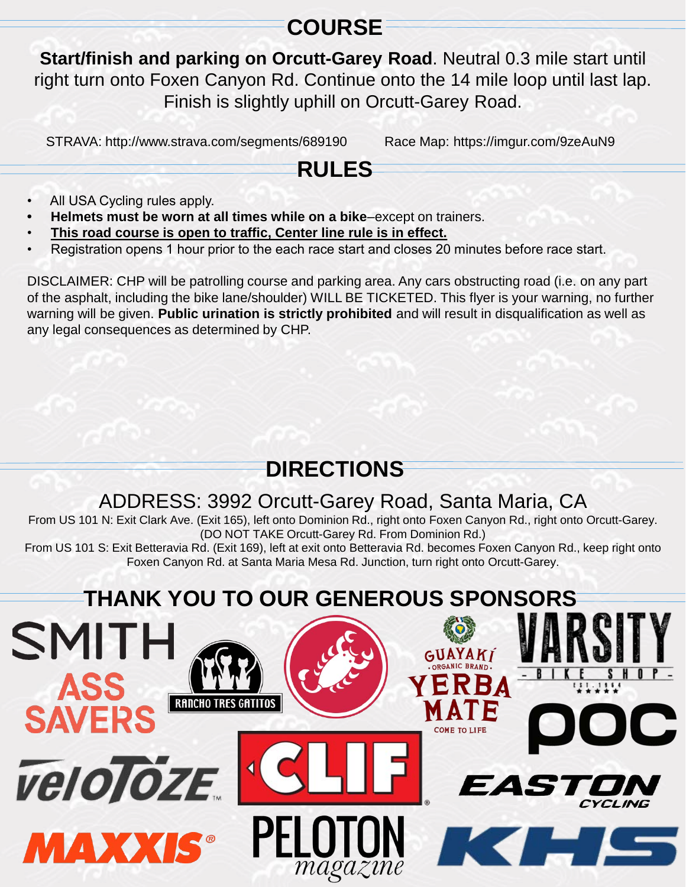## COURSE

**Start/finish and parking on Orcutt-Garey Road**. Neutral 0.3 mile start until right turn onto Foxen Canyon Rd. Continue onto the 14 mile loop until last lap. Finish is slightly uphill on Orcutt-Garey Road.

STRAVA: http://www.strava.com/segments/689190 Race Map: https://imgur.com/9zeAuN9

## RULES

- All USA Cycling rules apply.
- **Helmets must be worn at all times while on a bike**–except on trainers.
- **This road course is open to traffic, Center line rule is in effect.**
- Registration opens 1 hour prior to the each race start and closes 20 minutes before race start.

DISCLAIMER: CHP will be patrolling course and parking area. Any cars obstructing road (i.e. on any part of the asphalt, including the bike lane/shoulder) WILL BE TICKETED. This flyer is your warning, no further warning will be given. **Public urination is strictly prohibited** and will result in disqualification as well as any legal consequences as determined by CHP.

## DIRECTIONS

### ADDRESS: 3992 Orcutt-Garey Road, Santa Maria, CA

From US 101 N: Exit Clark Ave. (Exit 165), left onto Dominion Rd., right onto Foxen Canyon Rd., right onto Orcutt-Garey. (DO NOT TAKE Orcutt-Garey Rd. From Dominion Rd.)

From US 101 S: Exit Betteravia Rd. (Exit 169), left at exit onto Betteravia Rd. becomes Foxen Canyon Rd., keep right onto Foxen Canyon Rd. at Santa Maria Mesa Rd. Junction, turn right onto Orcutt-Garey.

## THANK YOU TO OUR GENEROUS SPONSORS

SMITH
ASS SAVERS
RANCHO TRES GATITOS
GUAYAKÍ ORGANIC BRAND YERBA MATE COME TO LIFE
VARSITY BIKE SHOP EST. 1964
POC
VELOTOZE
CLIF
EASTON CYCLING
MAXXIS
PELOTON magazine
KHS